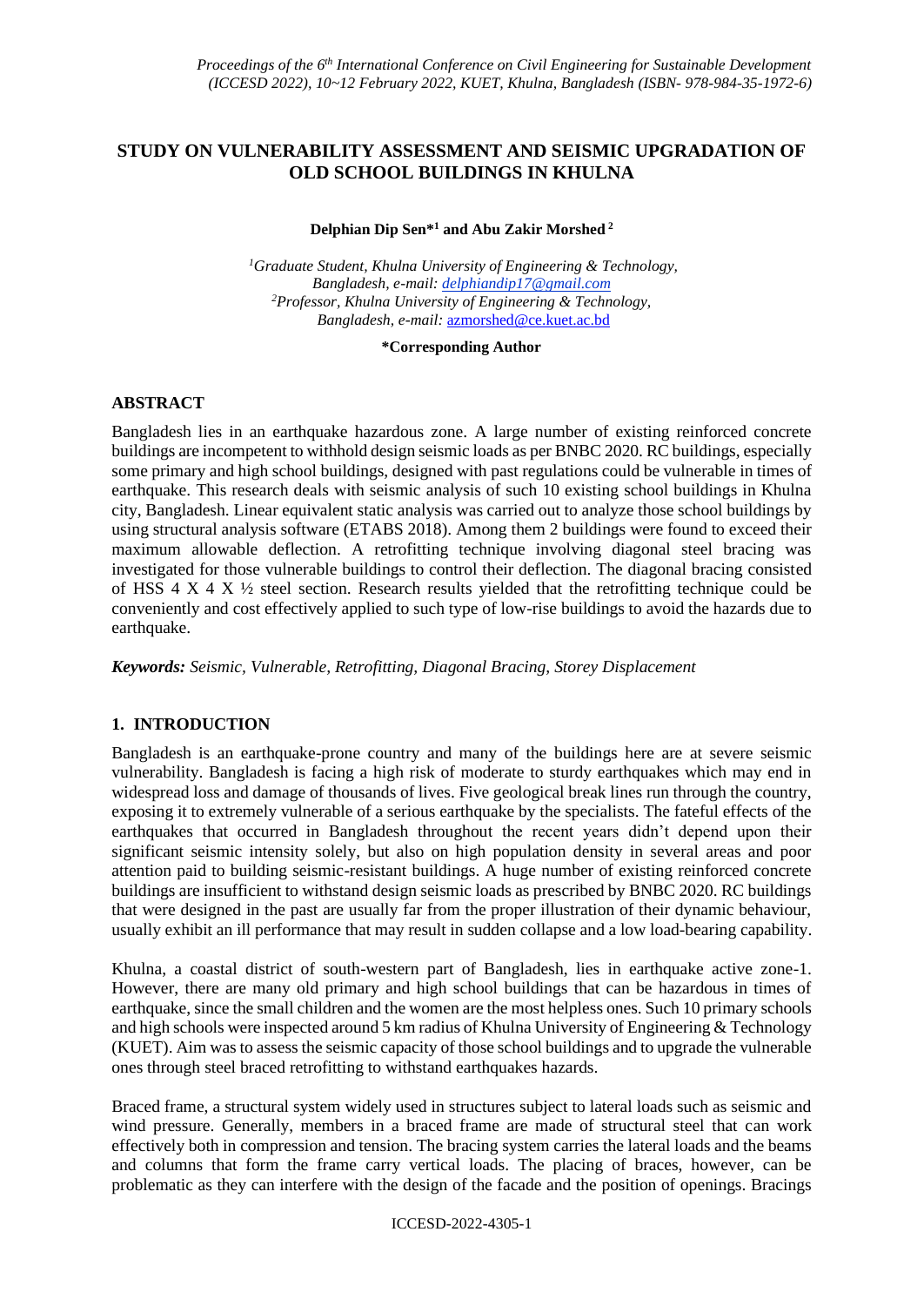# STUDY ON VULNERABILITY ASSESSMENT AND SEISMIC UPGRADATION OF OLD SCHOOL BUILDINGS IN KHULNA

**Delphian Dip Sen*[1] and Abu Zakir Morshed [2]**

*[1]Graduate Student, Khulna University of Engineering & Technology, Bangladesh, e-mail: delphiandip17@gmail.com*
*[2]Professor, Khulna University of Engineering & Technology, Bangladesh, e-mail: azmorshed@ce.kuet.ac.bd*

**\*Corresponding Author**

## ABSTRACT

Bangladesh lies in an earthquake hazardous zone. A large number of existing reinforced concrete buildings are incompetent to withhold design seismic loads as per BNBC 2020. RC buildings, especially some primary and high school buildings, designed with past regulations could be vulnerable in times of earthquake. This research deals with seismic analysis of such 10 existing school buildings in Khulna city, Bangladesh. Linear equivalent static analysis was carried out to analyze those school buildings by using structural analysis software (ETABS 2018). Among them 2 buildings were found to exceed their maximum allowable deflection. A retrofitting technique involving diagonal steel bracing was investigated for those vulnerable buildings to control their deflection. The diagonal bracing consisted of HSS 4 X 4 X ½ steel section. Research results yielded that the retrofitting technique could be conveniently and cost effectively applied to such type of low-rise buildings to avoid the hazards due to earthquake.

***Keywords:*** *Seismic, Vulnerable, Retrofitting, Diagonal Bracing, Storey Displacement*

## 1. INTRODUCTION

Bangladesh is an earthquake-prone country and many of the buildings here are at severe seismic vulnerability. Bangladesh is facing a high risk of moderate to sturdy earthquakes which may end in widespread loss and damage of thousands of lives. Five geological break lines run through the country, exposing it to extremely vulnerable of a serious earthquake by the specialists. The fateful effects of the earthquakes that occurred in Bangladesh throughout the recent years didn't depend upon their significant seismic intensity solely, but also on high population density in several areas and poor attention paid to building seismic-resistant buildings. A huge number of existing reinforced concrete buildings are insufficient to withstand design seismic loads as prescribed by BNBC 2020. RC buildings that were designed in the past are usually far from the proper illustration of their dynamic behaviour, usually exhibit an ill performance that may result in sudden collapse and a low load-bearing capability.

Khulna, a coastal district of south-western part of Bangladesh, lies in earthquake active zone-1. However, there are many old primary and high school buildings that can be hazardous in times of earthquake, since the small children and the women are the most helpless ones. Such 10 primary schools and high schools were inspected around 5 km radius of Khulna University of Engineering & Technology (KUET). Aim was to assess the seismic capacity of those school buildings and to upgrade the vulnerable ones through steel braced retrofitting to withstand earthquakes hazards.

Braced frame, a structural system widely used in structures subject to lateral loads such as seismic and wind pressure. Generally, members in a braced frame are made of structural steel that can work effectively both in compression and tension. The bracing system carries the lateral loads and the beams and columns that form the frame carry vertical loads. The placing of braces, however, can be problematic as they can interfere with the design of the facade and the position of openings. Bracings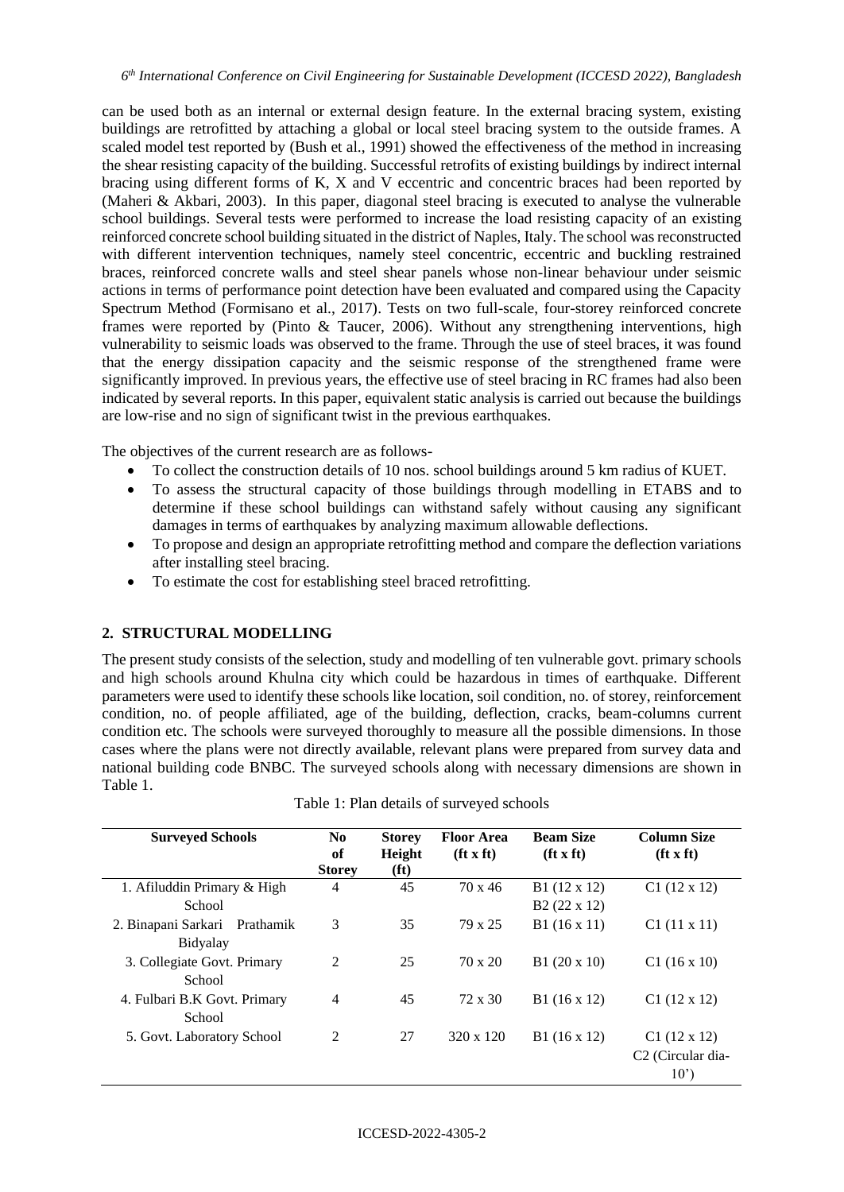can be used both as an internal or external design feature. In the external bracing system, existing buildings are retrofitted by attaching a global or local steel bracing system to the outside frames. A scaled model test reported by (Bush et al., 1991) showed the effectiveness of the method in increasing the shear resisting capacity of the building. Successful retrofits of existing buildings by indirect internal bracing using different forms of K, X and V eccentric and concentric braces had been reported by (Maheri & Akbari, 2003). In this paper, diagonal steel bracing is executed to analyse the vulnerable school buildings. Several tests were performed to increase the load resisting capacity of an existing reinforced concrete school building situated in the district of Naples, Italy. The school was reconstructed with different intervention techniques, namely steel concentric, eccentric and buckling restrained braces, reinforced concrete walls and steel shear panels whose non-linear behaviour under seismic actions in terms of performance point detection have been evaluated and compared using the Capacity Spectrum Method (Formisano et al., 2017). Tests on two full-scale, four-storey reinforced concrete frames were reported by (Pinto & Taucer, 2006). Without any strengthening interventions, high vulnerability to seismic loads was observed to the frame. Through the use of steel braces, it was found that the energy dissipation capacity and the seismic response of the strengthened frame were significantly improved. In previous years, the effective use of steel bracing in RC frames had also been indicated by several reports. In this paper, equivalent static analysis is carried out because the buildings are low-rise and no sign of significant twist in the previous earthquakes.

The objectives of the current research are as follows-

- To collect the construction details of 10 nos. school buildings around 5 km radius of KUET.
- To assess the structural capacity of those buildings through modelling in ETABS and to determine if these school buildings can withstand safely without causing any significant damages in terms of earthquakes by analyzing maximum allowable deflections.
- To propose and design an appropriate retrofitting method and compare the deflection variations after installing steel bracing.
- To estimate the cost for establishing steel braced retrofitting.

## 2. STRUCTURAL MODELLING

The present study consists of the selection, study and modelling of ten vulnerable govt. primary schools and high schools around Khulna city which could be hazardous in times of earthquake. Different parameters were used to identify these schools like location, soil condition, no. of storey, reinforcement condition, no. of people affiliated, age of the building, deflection, cracks, beam-columns current condition etc. The schools were surveyed thoroughly to measure all the possible dimensions. In those cases where the plans were not directly available, relevant plans were prepared from survey data and national building code BNBC. The surveyed schools along with necessary dimensions are shown in Table 1.

Table 1: Plan details of surveyed schools

| Surveyed Schools | No of Storey | Storey Height (ft) | Floor Area (ft x ft) | Beam Size (ft x ft) | Column Size (ft x ft) |
|---|---|---|---|---|---|
| 1. Afiluddin Primary & High School | 4 | 45 | 70 x 46 | B1 (12 x 12)<br>B2 (22 x 12) | C1 (12 x 12) |
| 2. Binapani Sarkari Prathamik Bidyalay | 3 | 35 | 79 x 25 | B1 (16 x 11) | C1 (11 x 11) |
| 3. Collegiate Govt. Primary School | 2 | 25 | 70 x 20 | B1 (20 x 10) | C1 (16 x 10) |
| 4. Fulbari B.K Govt. Primary School | 4 | 45 | 72 x 30 | B1 (16 x 12) | C1 (12 x 12) |
| 5. Govt. Laboratory School | 2 | 27 | 320 x 120 | B1 (16 x 12) | C1 (12 x 12)<br>C2 (Circular dia-10') |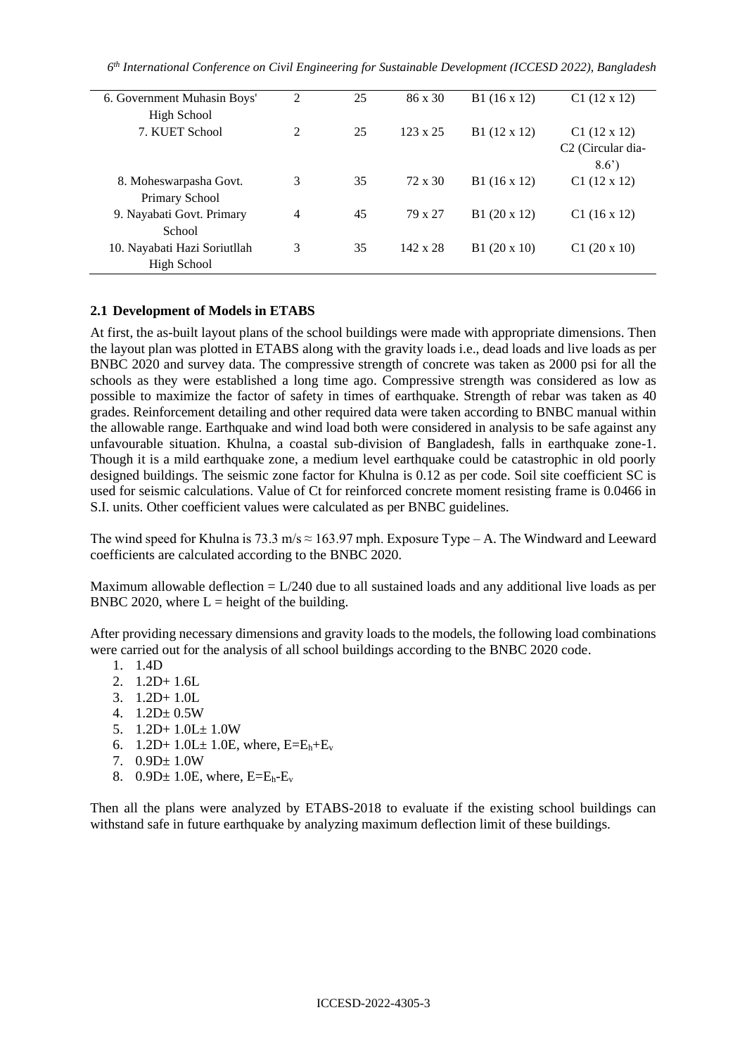| 6. Government Muhasin Boys' High School | 2 | 25 | 86 x 30 | B1 (16 x 12) | C1 (12 x 12) |
|---|---|---|---|---|---|
| 7. KUET School | 2 | 25 | 123 x 25 | B1 (12 x 12) | C1 (12 x 12) C2 (Circular dia-8.6') |
| 8. Moheswarpasha Govt. Primary School | 3 | 35 | 72 x 30 | B1 (16 x 12) | C1 (12 x 12) |
| 9. Nayabati Govt. Primary School | 4 | 45 | 79 x 27 | B1 (20 x 12) | C1 (16 x 12) |
| 10. Nayabati Hazi Soriutllah High School | 3 | 35 | 142 x 28 | B1 (20 x 10) | C1 (20 x 10) |

## 2.1 Development of Models in ETABS

At first, the as-built layout plans of the school buildings were made with appropriate dimensions. Then the layout plan was plotted in ETABS along with the gravity loads i.e., dead loads and live loads as per BNBC 2020 and survey data. The compressive strength of concrete was taken as 2000 psi for all the schools as they were established a long time ago. Compressive strength was considered as low as possible to maximize the factor of safety in times of earthquake. Strength of rebar was taken as 40 grades. Reinforcement detailing and other required data were taken according to BNBC manual within the allowable range. Earthquake and wind load both were considered in analysis to be safe against any unfavourable situation. Khulna, a coastal sub-division of Bangladesh, falls in earthquake zone-1. Though it is a mild earthquake zone, a medium level earthquake could be catastrophic in old poorly designed buildings. The seismic zone factor for Khulna is 0.12 as per code. Soil site coefficient SC is used for seismic calculations. Value of Ct for reinforced concrete moment resisting frame is 0.0466 in S.I. units. Other coefficient values were calculated as per BNBC guidelines.

The wind speed for Khulna is 73.3 m/s ≈ 163.97 mph. Exposure Type – A. The Windward and Leeward coefficients are calculated according to the BNBC 2020.

Maximum allowable deflection = L/240 due to all sustained loads and any additional live loads as per BNBC 2020, where L = height of the building.

After providing necessary dimensions and gravity loads to the models, the following load combinations were carried out for the analysis of all school buildings according to the BNBC 2020 code.

1. 1.4D
2. 1.2D+ 1.6L
3. 1.2D+ 1.0L
4. 1.2D± 0.5W
5. 1.2D+ 1.0L± 1.0W
6. 1.2D+ 1.0L± 1.0E, where, $E=E_h+E_v$
7. 0.9D± 1.0W
8. 0.9D± 1.0E, where, $E=E_h-E_v$

Then all the plans were analyzed by ETABS-2018 to evaluate if the existing school buildings can withstand safe in future earthquake by analyzing maximum deflection limit of these buildings.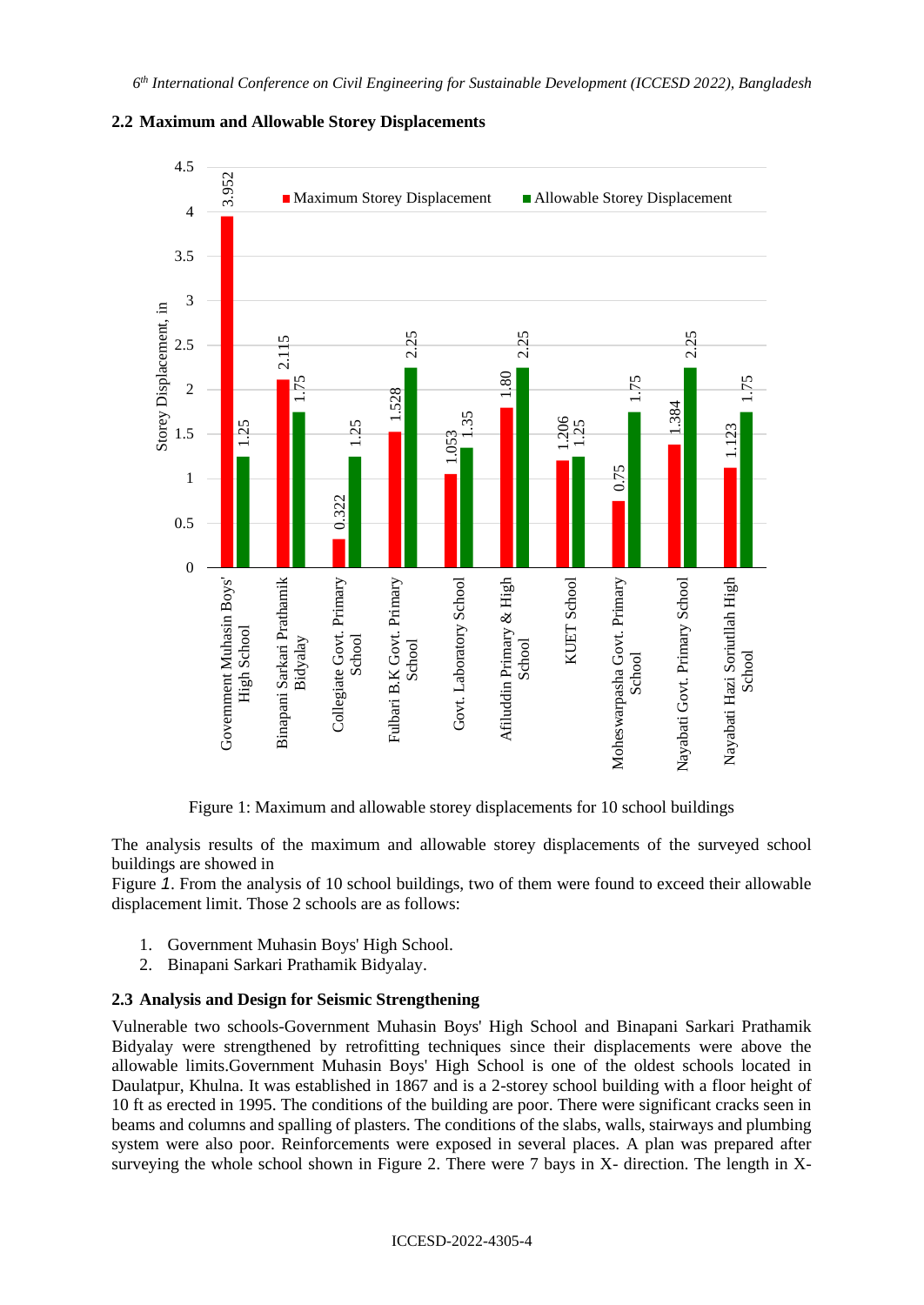## 2.2 Maximum and Allowable Storey Displacements

Figure 1: Maximum and allowable storey displacements for 10 school buildings

The analysis results of the maximum and allowable storey displacements of the surveyed school buildings are showed in

Figure *1*. From the analysis of 10 school buildings, two of them were found to exceed their allowable displacement limit. Those 2 schools are as follows:

1. Government Muhasin Boys' High School.
2. Binapani Sarkari Prathamik Bidyalay.

## 2.3 Analysis and Design for Seismic Strengthening

Vulnerable two schools-Government Muhasin Boys' High School and Binapani Sarkari Prathamik Bidyalay were strengthened by retrofitting techniques since their displacements were above the allowable limits.Government Muhasin Boys' High School is one of the oldest schools located in Daulatpur, Khulna. It was established in 1867 and is a 2-storey school building with a floor height of 10 ft as erected in 1995. The conditions of the building are poor. There were significant cracks seen in beams and columns and spalling of plasters. The conditions of the slabs, walls, stairways and plumbing system were also poor. Reinforcements were exposed in several places. A plan was prepared after surveying the whole school shown in Figure 2. There were 7 bays in X- direction. The length in X-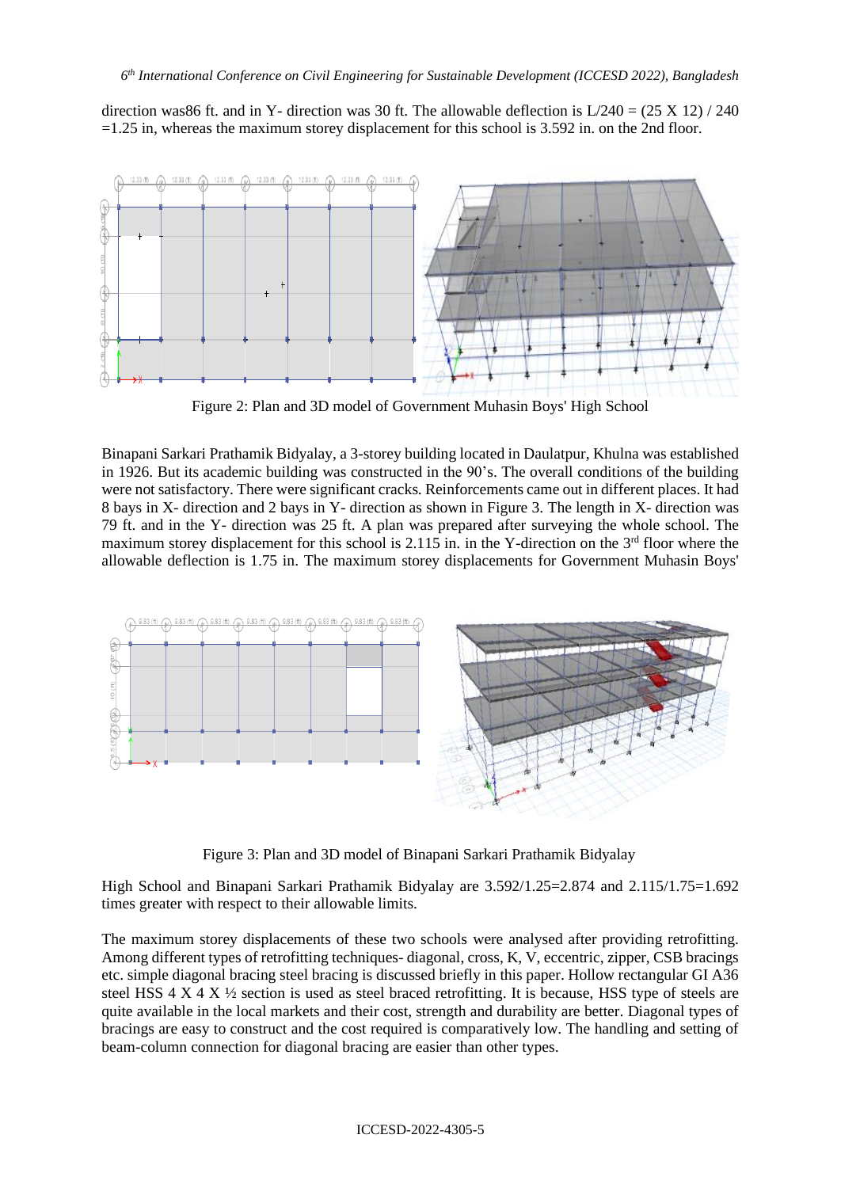direction was86 ft. and in Y- direction was 30 ft. The allowable deflection is L/240 = (25 X 12) / 240 =1.25 in, whereas the maximum storey displacement for this school is 3.592 in. on the 2nd floor.

Figure 2: Plan and 3D model of Government Muhasin Boys' High School

Binapani Sarkari Prathamik Bidyalay, a 3-storey building located in Daulatpur, Khulna was established in 1926. But its academic building was constructed in the 90's. The overall conditions of the building were not satisfactory. There were significant cracks. Reinforcements came out in different places. It had 8 bays in X- direction and 2 bays in Y- direction as shown in Figure 3. The length in X- direction was 79 ft. and in the Y- direction was 25 ft. A plan was prepared after surveying the whole school. The maximum storey displacement for this school is 2.115 in. in the Y-direction on the 3rd floor where the allowable deflection is 1.75 in. The maximum storey displacements for Government Muhasin Boys' High School and Binapani Sarkari Prathamik Bidyalay are 3.592/1.25=2.874 and 2.115/1.75=1.692 times greater with respect to their allowable limits.

Figure 3: Plan and 3D model of Binapani Sarkari Prathamik Bidyalay

The maximum storey displacements of these two schools were analysed after providing retrofitting. Among different types of retrofitting techniques- diagonal, cross, K, V, eccentric, zipper, CSB bracings etc. simple diagonal bracing steel bracing is discussed briefly in this paper. Hollow rectangular GI A36 steel HSS 4 X 4 X ½ section is used as steel braced retrofitting. It is because, HSS type of steels are quite available in the local markets and their cost, strength and durability are better. Diagonal types of bracings are easy to construct and the cost required is comparatively low. The handling and setting of beam-column connection for diagonal bracing are easier than other types.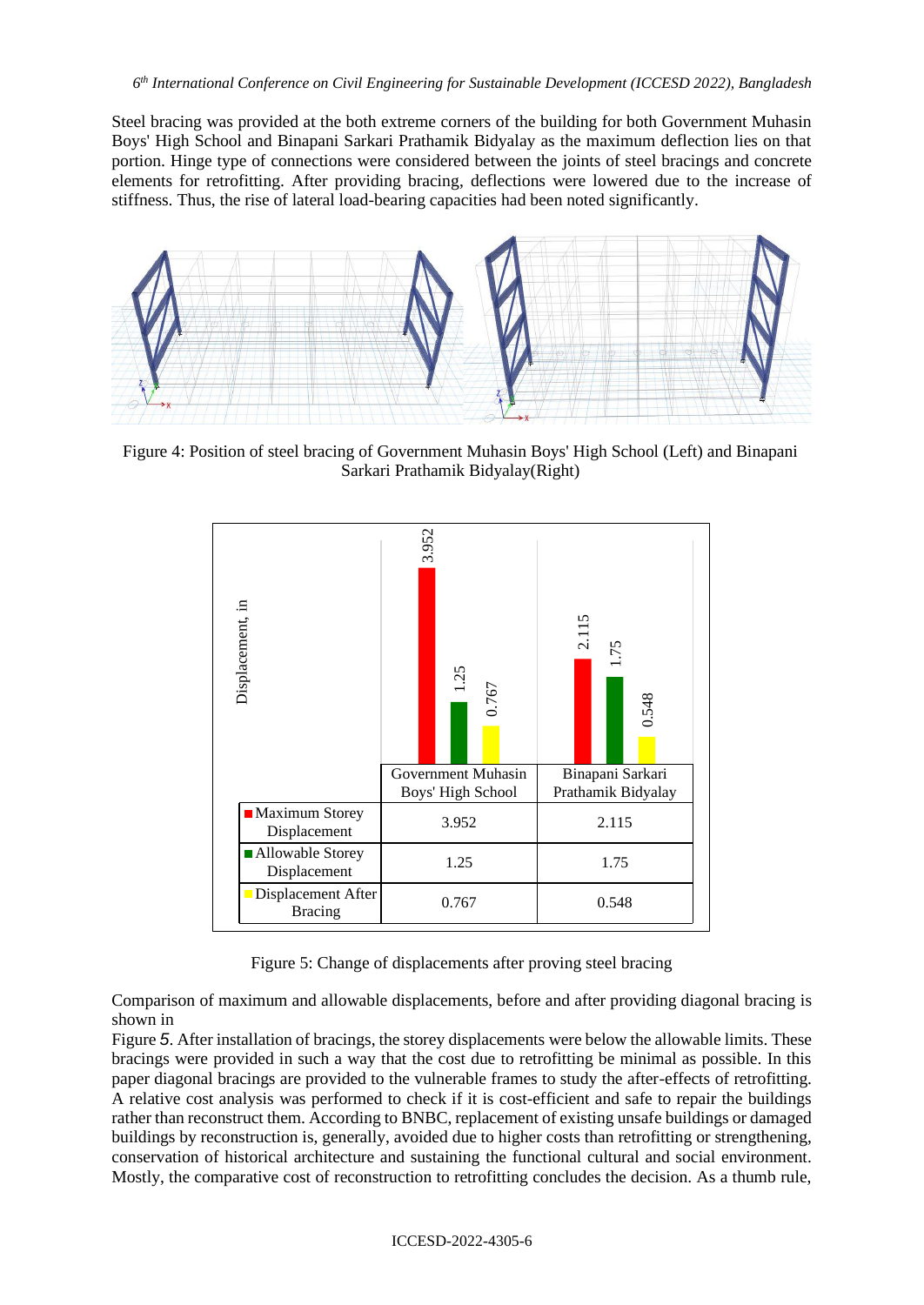Steel bracing was provided at the both extreme corners of the building for both Government Muhasin Boys' High School and Binapani Sarkari Prathamik Bidyalay as the maximum deflection lies on that portion. Hinge type of connections were considered between the joints of steel bracings and concrete elements for retrofitting. After providing bracing, deflections were lowered due to the increase of stiffness. Thus, the rise of lateral load-bearing capacities had been noted significantly.

Figure 4: Position of steel bracing of Government Muhasin Boys' High School (Left) and Binapani Sarkari Prathamik Bidyalay(Right)

| Displacement, in | Government Muhasin Boys' High School | Binapani Sarkari Prathamik Bidyalay |
|---|---|---|
| Maximum Storey Displacement | 3.952 | 2.115 |
| Allowable Storey Displacement | 1.25 | 1.75 |
| Displacement After Bracing | 0.767 | 0.548 |

Figure 5: Change of displacements after proving steel bracing

Comparison of maximum and allowable displacements, before and after providing diagonal bracing is shown in Figure 5. After installation of bracings, the storey displacements were below the allowable limits. These bracings were provided in such a way that the cost due to retrofitting be minimal as possible. In this paper diagonal bracings are provided to the vulnerable frames to study the after-effects of retrofitting. A relative cost analysis was performed to check if it is cost-efficient and safe to repair the buildings rather than reconstruct them. According to BNBC, replacement of existing unsafe buildings or damaged buildings by reconstruction is, generally, avoided due to higher costs than retrofitting or strengthening, conservation of historical architecture and sustaining the functional cultural and social environment. Mostly, the comparative cost of reconstruction to retrofitting concludes the decision. As a thumb rule,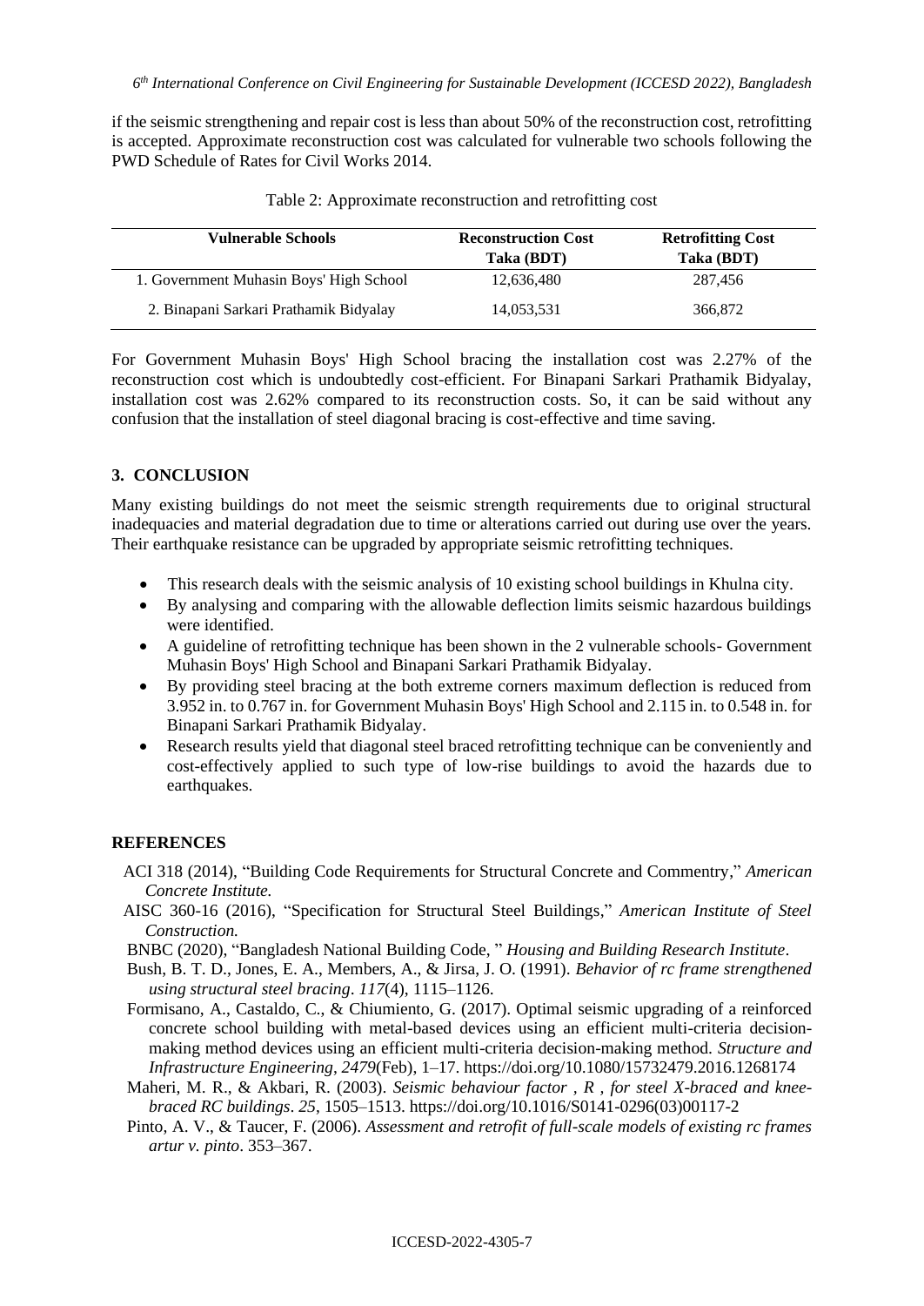if the seismic strengthening and repair cost is less than about 50% of the reconstruction cost, retrofitting is accepted. Approximate reconstruction cost was calculated for vulnerable two schools following the PWD Schedule of Rates for Civil Works 2014.

Table 2: Approximate reconstruction and retrofitting cost

| Vulnerable Schools | Reconstruction Cost Taka (BDT) | Retrofitting Cost Taka (BDT) |
|---|---|---|
| 1. Government Muhasin Boys' High School | 12,636,480 | 287,456 |
| 2. Binapani Sarkari Prathamik Bidyalay | 14,053,531 | 366,872 |

For Government Muhasin Boys' High School bracing the installation cost was 2.27% of the reconstruction cost which is undoubtedly cost-efficient. For Binapani Sarkari Prathamik Bidyalay, installation cost was 2.62% compared to its reconstruction costs. So, it can be said without any confusion that the installation of steel diagonal bracing is cost-effective and time saving.

## 3. CONCLUSION

Many existing buildings do not meet the seismic strength requirements due to original structural inadequacies and material degradation due to time or alterations carried out during use over the years. Their earthquake resistance can be upgraded by appropriate seismic retrofitting techniques.

- This research deals with the seismic analysis of 10 existing school buildings in Khulna city.
- By analysing and comparing with the allowable deflection limits seismic hazardous buildings were identified.
- A guideline of retrofitting technique has been shown in the 2 vulnerable schools- Government Muhasin Boys' High School and Binapani Sarkari Prathamik Bidyalay.
- By providing steel bracing at the both extreme corners maximum deflection is reduced from 3.952 in. to 0.767 in. for Government Muhasin Boys' High School and 2.115 in. to 0.548 in. for Binapani Sarkari Prathamik Bidyalay.
- Research results yield that diagonal steel braced retrofitting technique can be conveniently and cost-effectively applied to such type of low-rise buildings to avoid the hazards due to earthquakes.

## REFERENCES

ACI 318 (2014), "Building Code Requirements for Structural Concrete and Commentry," *American Concrete Institute.*

AISC 360-16 (2016), "Specification for Structural Steel Buildings," *American Institute of Steel Construction.*

BNBC (2020), "Bangladesh National Building Code, " *Housing and Building Research Institute*.

Bush, B. T. D., Jones, E. A., Members, A., & Jirsa, J. O. (1991). *Behavior of rc frame strengthened using structural steel bracing*. *117*(4), 1115–1126.

Formisano, A., Castaldo, C., & Chiumiento, G. (2017). Optimal seismic upgrading of a reinforced concrete school building with metal-based devices using an efficient multi-criteria decision-making method devices using an efficient multi-criteria decision-making method. *Structure and Infrastructure Engineering*, *2479*(Feb), 1–17. https://doi.org/10.1080/15732479.2016.1268174

Maheri, M. R., & Akbari, R. (2003). *Seismic behaviour factor , R , for steel X-braced and knee-braced RC buildings*. *25*, 1505–1513. https://doi.org/10.1016/S0141-0296(03)00117-2

Pinto, A. V., & Taucer, F. (2006). *Assessment and retrofit of full-scale models of existing rc frames artur v. pinto*. 353–367.